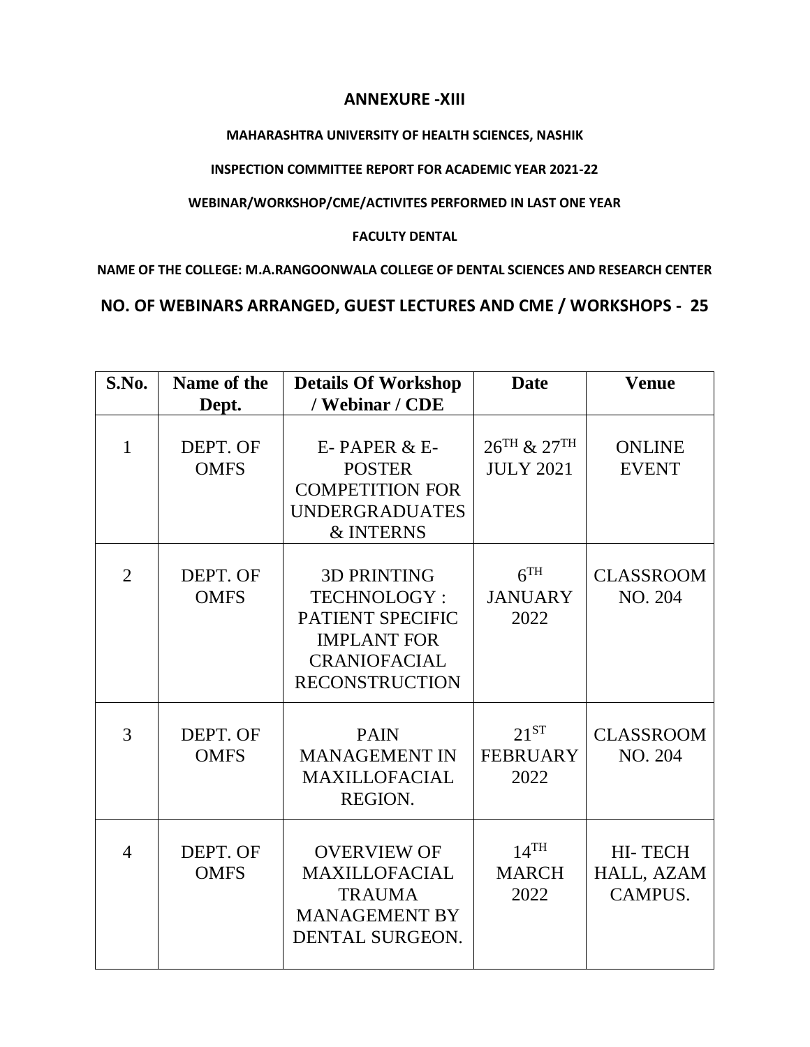# ANNEXURE -XIII

**MAHARASHTRA UNIVERSITY OF HEALTH SCIENCES, NASHIK**

**INSPECTION COMMITTEE REPORT FOR ACADEMIC YEAR 2021-22**

**WEBINAR/WORKSHOP/CME/ACTIVITES PERFORMED IN LAST ONE YEAR**

**FACULTY DENTAL**

**NAME OF THE COLLEGE: M.A.RANGOONWALA COLLEGE OF DENTAL SCIENCES AND RESEARCH CENTER**

## NO. OF WEBINARS ARRANGED, GUEST LECTURES AND CME / WORKSHOPS - 25

| S.No. | Name of the Dept. | Details Of Workshop / Webinar / CDE | Date | Venue |
|---|---|---|---|---|
| 1 | DEPT. OF OMFS | E- PAPER & E-POSTER COMPETITION FOR UNDERGRADUATES & INTERNS | 26TH & 27TH JULY 2021 | ONLINE EVENT |
| 2 | DEPT. OF OMFS | 3D PRINTING TECHNOLOGY : PATIENT SPECIFIC IMPLANT FOR CRANIOFACIAL RECONSTRUCTION | 6TH JANUARY 2022 | CLASSROOM NO. 204 |
| 3 | DEPT. OF OMFS | PAIN MANAGEMENT IN MAXILLOFACIAL REGION. | 21ST FEBRUARY 2022 | CLASSROOM NO. 204 |
| 4 | DEPT. OF OMFS | OVERVIEW OF MAXILLOFACIAL TRAUMA MANAGEMENT BY DENTAL SURGEON. | 14TH MARCH 2022 | HI- TECH HALL, AZAM CAMPUS. |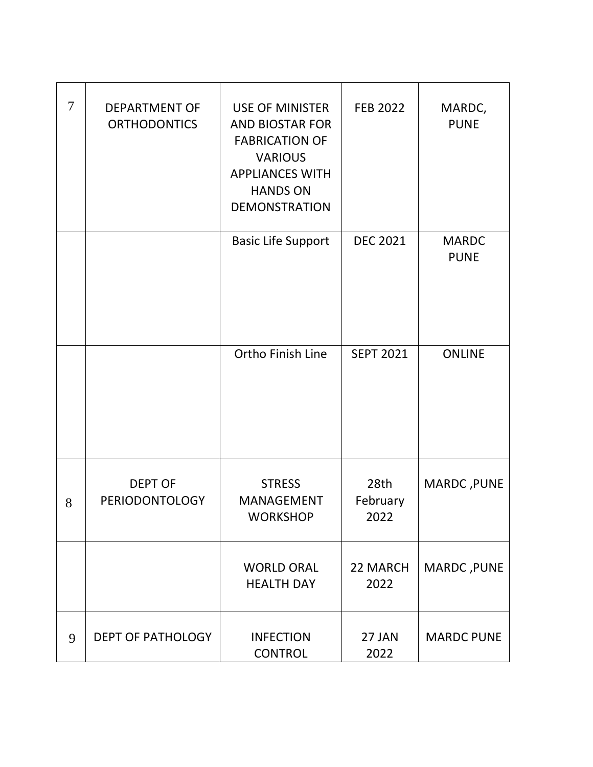| | | | | |
|---|---|---|---|---|
| 7 | DEPARTMENT OF ORTHODONTICS | USE OF MINISTER AND BIOSTAR FOR FABRICATION OF VARIOUS APPLIANCES WITH HANDS ON DEMONSTRATION | FEB 2022 | MARDC, PUNE |
| | | Basic Life Support | DEC 2021 | MARDC PUNE |
| | | Ortho Finish Line | SEPT 2021 | ONLINE |
| 8 | DEPT OF PERIODONTOLOGY | STRESS MANAGEMENT WORKSHOP | 28th February 2022 | MARDC ,PUNE |
| | | WORLD ORAL HEALTH DAY | 22 MARCH 2022 | MARDC ,PUNE |
| 9 | DEPT OF PATHOLOGY | INFECTION CONTROL | 27 JAN 2022 | MARDC PUNE |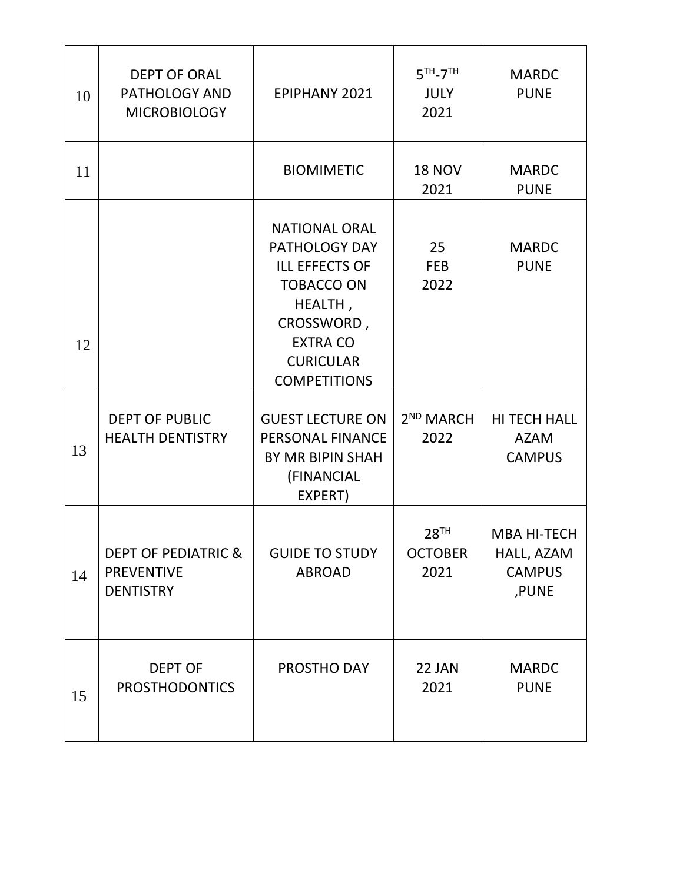| 10 | DEPT OF ORAL PATHOLOGY AND MICROBIOLOGY | EPIPHANY 2021 | 5TH-7TH JULY 2021 | MARDC PUNE |
|---|---|---|---|---|
| 11 | | BIOMIMETIC | 18 NOV 2021 | MARDC PUNE |
| 12 | | NATIONAL ORAL PATHOLOGY DAY ILL EFFECTS OF TOBACCO ON HEALTH , CROSSWORD , EXTRA CO CURICULAR COMPETITIONS | 25 FEB 2022 | MARDC PUNE |
| 13 | DEPT OF PUBLIC HEALTH DENTISTRY | GUEST LECTURE ON PERSONAL FINANCE BY MR BIPIN SHAH (FINANCIAL EXPERT) | 2ND MARCH 2022 | HI TECH HALL AZAM CAMPUS |
| 14 | DEPT OF PEDIATRIC & PREVENTIVE DENTISTRY | GUIDE TO STUDY ABROAD | 28TH OCTOBER 2021 | MBA HI-TECH HALL, AZAM CAMPUS ,PUNE |
| 15 | DEPT OF PROSTHODONTICS | PROSTHO DAY | 22 JAN 2021 | MARDC PUNE |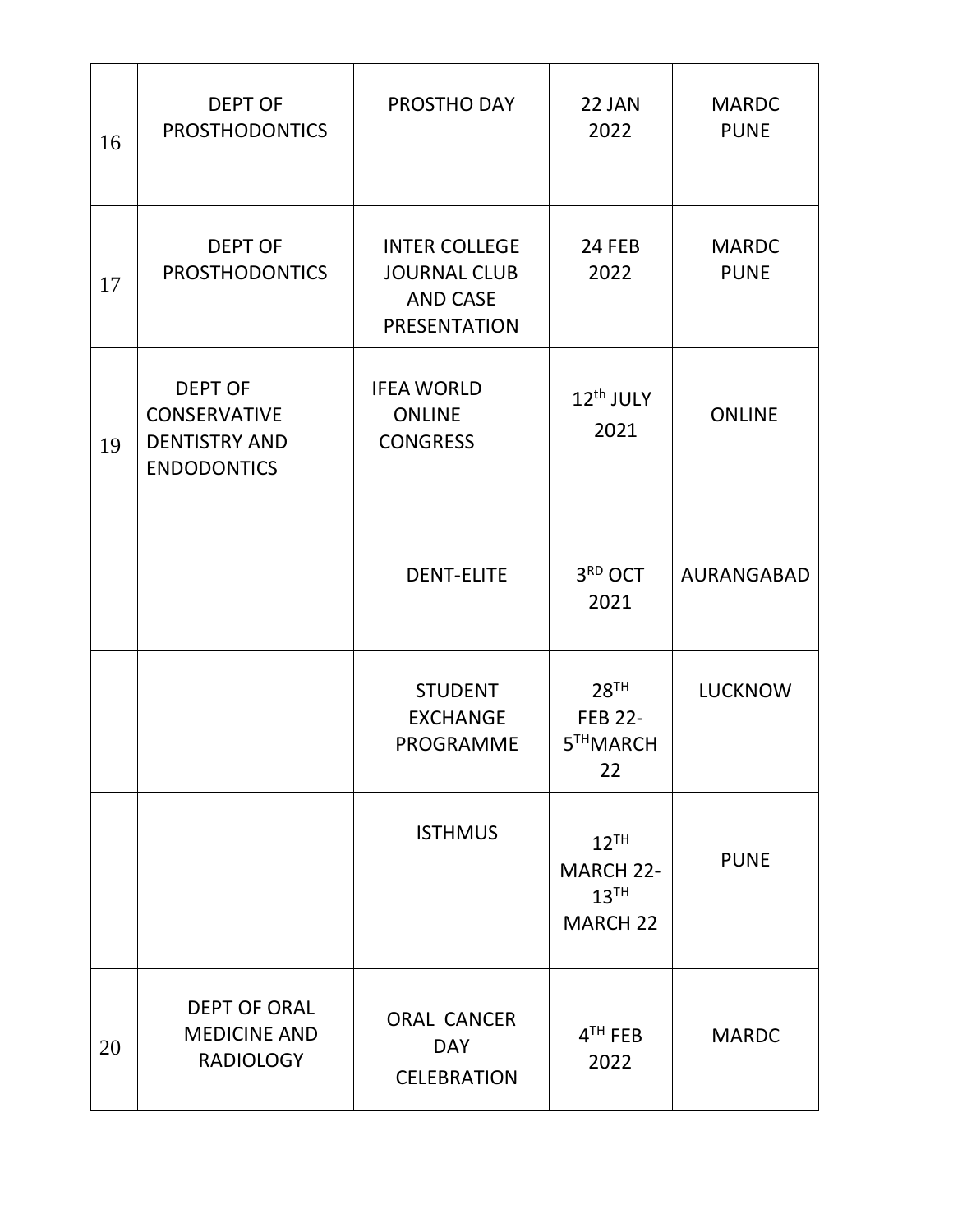| 16 | DEPT OF PROSTHODONTICS | PROSTHO DAY | 22 JAN 2022 | MARDC PUNE |
|---|---|---|---|---|
| 17 | DEPT OF PROSTHODONTICS | INTER COLLEGE JOURNAL CLUB AND CASE PRESENTATION | 24 FEB 2022 | MARDC PUNE |
| 19 | DEPT OF CONSERVATIVE DENTISTRY AND ENDODONTICS | IFEA WORLD ONLINE CONGRESS | 12th JULY 2021 | ONLINE |
| | | DENT-ELITE | 3RD OCT 2021 | AURANGABAD |
| | | STUDENT EXCHANGE PROGRAMME | 28TH FEB 22- 5TH MARCH 22 | LUCKNOW |
| | | ISTHMUS | 12TH MARCH 22- 13TH MARCH 22 | PUNE |
| 20 | DEPT OF ORAL MEDICINE AND RADIOLOGY | ORAL CANCER DAY CELEBRATION | 4TH FEB 2022 | MARDC |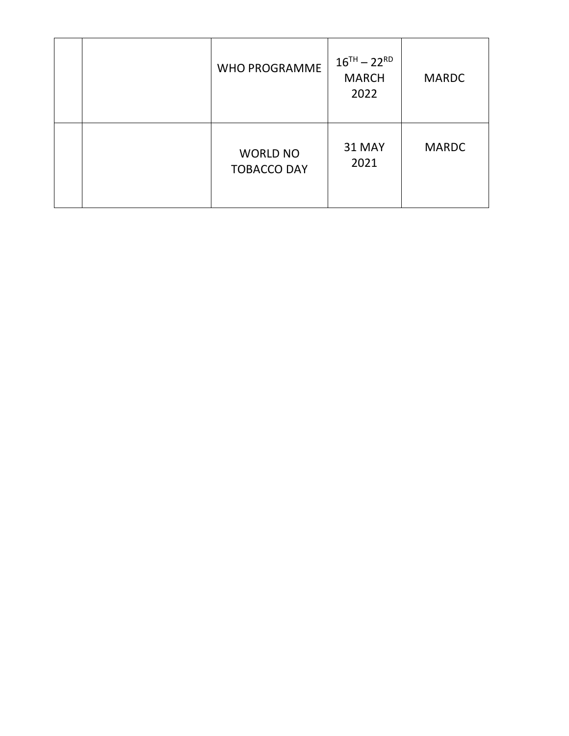| | | | | |
|---|---|---|---|---|
| | | WHO PROGRAMME | 16TH – 22RD MARCH 2022 | MARDC |
| | | WORLD NO TOBACCO DAY | 31 MAY 2021 | MARDC |